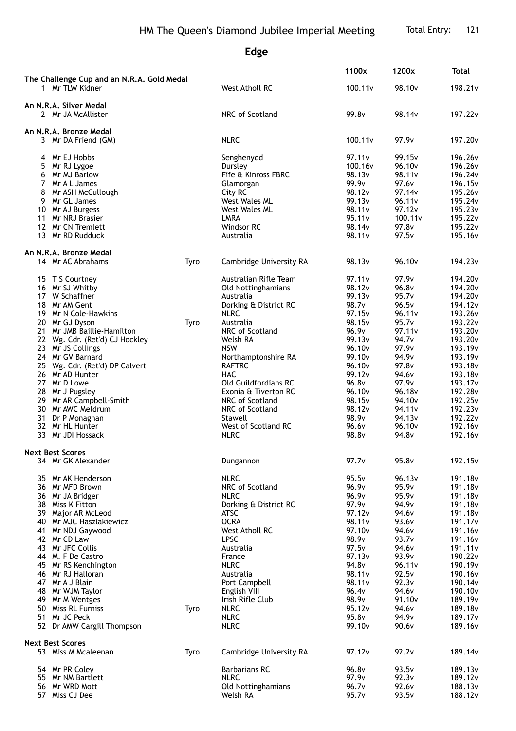# HM The Queen's Diamond Jubilee Imperial Meeting

Total Entry: 121

## Edge

| | Name | | Club | 1100x | 1200x | Total |
|---|---|---|---|---|---|---|
| **The Challenge Cup and an N.R.A. Gold Medal** | | | | | | |
| 1 | Mr TLW Kidner | | West Atholl RC | 100.11v | 98.10v | 198.21v |
| **An N.R.A. Silver Medal** | | | | | | |
| 2 | Mr JA McAllister | | NRC of Scotland | 99.8v | 98.14v | 197.22v |
| **An N.R.A. Bronze Medal** | | | | | | |
| 3 | Mr DA Friend (GM) | | NLRC | 100.11v | 97.9v | 197.20v |
| 4 | Mr EJ Hobbs | | Senghenydd | 97.11v | 99.15v | 196.26v |
| 5 | Mr RJ Lygoe | | Dursley | 100.16v | 96.10v | 196.26v |
| 6 | Mr MJ Barlow | | Fife & Kinross FBRC | 98.13v | 98.11v | 196.24v |
| 7 | Mr A L James | | Glamorgan | 99.9v | 97.6v | 196.15v |
| 8 | Mr ASH McCullough | | City RC | 98.12v | 97.14v | 195.26v |
| 9 | Mr GL James | | West Wales ML | 99.13v | 96.11v | 195.24v |
| 10 | Mr AJ Burgess | | West Wales ML | 98.11v | 97.12v | 195.23v |
| 11 | Mr NRJ Brasier | | LMRA | 95.11v | 100.11v | 195.22v |
| 12 | Mr CN Tremlett | | Windsor RC | 98.14v | 97.8v | 195.22v |
| 13 | Mr RD Rudduck | | Australia | 98.11v | 97.5v | 195.16v |
| **An N.R.A. Bronze Medal** | | | | | | |
| 14 | Mr AC Abrahams | Tyro | Cambridge University RA | 98.13v | 96.10v | 194.23v |
| 15 | T S Courtney | | Australian Rifle Team | 97.11v | 97.9v | 194.20v |
| 16 | Mr SJ Whitby | | Old Nottinghamians | 98.12v | 96.8v | 194.20v |
| 17 | W Schaffner | | Australia | 99.13v | 95.7v | 194.20v |
| 18 | Mr AM Gent | | Dorking & District RC | 98.7v | 96.5v | 194.12v |
| 19 | Mr N Cole-Hawkins | | NLRC | 97.15v | 96.11v | 193.26v |
| 20 | Mr GJ Dyson | Tyro | Australia | 98.15v | 95.7v | 193.22v |
| 21 | Mr JMB Baillie-Hamilton | | NRC of Scotland | 96.9v | 97.11v | 193.20v |
| 22 | Wg. Cdr. (Ret'd) CJ Hockley | | Welsh RA | 99.13v | 94.7v | 193.20v |
| 23 | Mr JS Collings | | NSW | 96.10v | 97.9v | 193.19v |
| 24 | Mr GV Barnard | | Northamptonshire RA | 99.10v | 94.9v | 193.19v |
| 25 | Wg. Cdr. (Ret'd) DP Calvert | | RAFTRC | 96.10v | 97.8v | 193.18v |
| 26 | Mr AD Hunter | | HAC | 99.12v | 94.6v | 193.18v |
| 27 | Mr D Lowe | | Old Guildfordians RC | 96.8v | 97.9v | 193.17v |
| 28 | Mr J Pugsley | | Exonia & Tiverton RC | 96.10v | 96.18v | 192.28v |
| 29 | Mr AR Campbell-Smith | | NRC of Scotland | 98.15v | 94.10v | 192.25v |
| 30 | Mr AWC Meldrum | | NRC of Scotland | 98.12v | 94.11v | 192.23v |
| 31 | Dr P Monaghan | | Stawell | 98.9v | 94.13v | 192.22v |
| 32 | Mr HL Hunter | | West of Scotland RC | 96.6v | 96.10v | 192.16v |
| 33 | Mr JDI Hossack | | NLRC | 98.8v | 94.8v | 192.16v |
| **Next Best Scores** | | | | | | |
| 34 | Mr GK Alexander | | Dungannon | 97.7v | 95.8v | 192.15v |
| 35 | Mr AK Henderson | | NLRC | 95.5v | 96.13v | 191.18v |
| 36 | Mr MFD Brown | | NRC of Scotland | 96.9v | 95.9v | 191.18v |
| 36 | Mr JA Bridger | | NLRC | 96.9v | 95.9v | 191.18v |
| 38 | Miss K Fitton | | Dorking & District RC | 97.9v | 94.9v | 191.18v |
| 39 | Major AR McLeod | | ATSC | 97.12v | 94.6v | 191.18v |
| 40 | Mr MJC Haszlakiewicz | | OCRA | 98.11v | 93.6v | 191.17v |
| 41 | Mr NDJ Gaywood | | West Atholl RC | 97.10v | 94.6v | 191.16v |
| 42 | Mr CD Law | | LPSC | 98.9v | 93.7v | 191.16v |
| 43 | Mr JFC Collis | | Australia | 97.5v | 94.6v | 191.11v |
| 44 | M. F De Castro | | France | 97.13v | 93.9v | 190.22v |
| 45 | Mr RS Kenchington | | NLRC | 94.8v | 96.11v | 190.19v |
| 46 | Mr RJ Halloran | | Australia | 98.11v | 92.5v | 190.16v |
| 47 | Mr A J Blain | | Port Campbell | 98.11v | 92.3v | 190.14v |
| 48 | Mr WJM Taylor | | English VIII | 96.4v | 94.6v | 190.10v |
| 49 | Mr M Wentges | | Irish Rifle Club | 98.9v | 91.10v | 189.19v |
| 50 | Miss RL Furniss | Tyro | NLRC | 95.12v | 94.6v | 189.18v |
| 51 | Mr JC Peck | | NLRC | 95.8v | 94.9v | 189.17v |
| 52 | Dr AMW Cargill Thompson | | NLRC | 99.10v | 90.6v | 189.16v |
| **Next Best Scores** | | | | | | |
| 53 | Miss M Mcaleenan | Tyro | Cambridge University RA | 97.12v | 92.2v | 189.14v |
| 54 | Mr PR Coley | | Barbarians RC | 96.8v | 93.5v | 189.13v |
| 55 | Mr NM Bartlett | | NLRC | 97.9v | 92.3v | 189.12v |
| 56 | Mr WRD Mott | | Old Nottinghamians | 96.7v | 92.6v | 188.13v |
| 57 | Miss CJ Dee | | Welsh RA | 95.7v | 93.5v | 188.12v |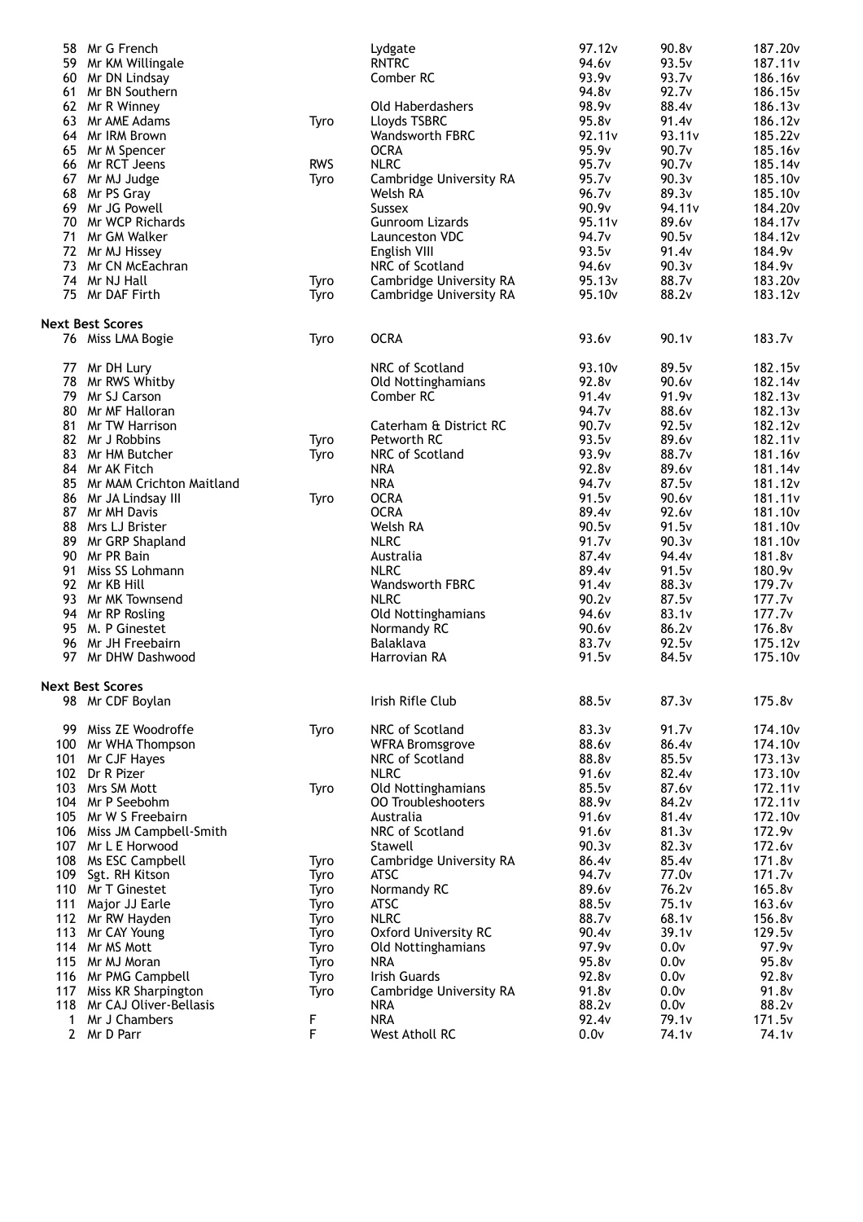| | | | | | | |
|---|---|---|---|---|---|---|
| 58 | Mr G French | | Lydgate | 97.12v | 90.8v | 187.20v |
| 59 | Mr KM Willingale | | RNTRC | 94.6v | 93.5v | 187.11v |
| 60 | Mr DN Lindsay | | Comber RC | 93.9v | 93.7v | 186.16v |
| 61 | Mr BN Southern | | | 94.8v | 92.7v | 186.15v |
| 62 | Mr R Winney | | Old Haberdashers | 98.9v | 88.4v | 186.13v |
| 63 | Mr AME Adams | Tyro | Lloyds TSBRC | 95.8v | 91.4v | 186.12v |
| 64 | Mr IRM Brown | | Wandsworth FBRC | 92.11v | 93.11v | 185.22v |
| 65 | Mr M Spencer | | OCRA | 95.9v | 90.7v | 185.16v |
| 66 | Mr RCT Jeens | RWS | NLRC | 95.7v | 90.7v | 185.14v |
| 67 | Mr MJ Judge | Tyro | Cambridge University RA | 95.7v | 90.3v | 185.10v |
| 68 | Mr PS Gray | | Welsh RA | 96.7v | 89.3v | 185.10v |
| 69 | Mr JG Powell | | Sussex | 90.9v | 94.11v | 184.20v |
| 70 | Mr WCP Richards | | Gunroom Lizards | 95.11v | 89.6v | 184.17v |
| 71 | Mr GM Walker | | Launceston VDC | 94.7v | 90.5v | 184.12v |
| 72 | Mr MJ Hissey | | English VIII | 93.5v | 91.4v | 184.9v |
| 73 | Mr CN McEachran | | NRC of Scotland | 94.6v | 90.3v | 184.9v |
| 74 | Mr NJ Hall | Tyro | Cambridge University RA | 95.13v | 88.7v | 183.20v |
| 75 | Mr DAF Firth | Tyro | Cambridge University RA | 95.10v | 88.2v | 183.12v |
| **Next Best Scores** | | | | | | |
| 76 | Miss LMA Bogie | Tyro | OCRA | 93.6v | 90.1v | 183.7v |
| 77 | Mr DH Lury | | NRC of Scotland | 93.10v | 89.5v | 182.15v |
| 78 | Mr RWS Whitby | | Old Nottinghamians | 92.8v | 90.6v | 182.14v |
| 79 | Mr SJ Carson | | Comber RC | 91.4v | 91.9v | 182.13v |
| 80 | Mr MF Halloran | | | 94.7v | 88.6v | 182.13v |
| 81 | Mr TW Harrison | | Caterham & District RC | 90.7v | 92.5v | 182.12v |
| 82 | Mr J Robbins | Tyro | Petworth RC | 93.5v | 89.6v | 182.11v |
| 83 | Mr HM Butcher | Tyro | NRC of Scotland | 93.9v | 88.7v | 181.16v |
| 84 | Mr AK Fitch | | NRA | 92.8v | 89.6v | 181.14v |
| 85 | Mr MAM Crichton Maitland | | NRA | 94.7v | 87.5v | 181.12v |
| 86 | Mr JA Lindsay III | Tyro | OCRA | 91.5v | 90.6v | 181.11v |
| 87 | Mr MH Davis | | OCRA | 89.4v | 92.6v | 181.10v |
| 88 | Mrs LJ Brister | | Welsh RA | 90.5v | 91.5v | 181.10v |
| 89 | Mr GRP Shapland | | NLRC | 91.7v | 90.3v | 181.10v |
| 90 | Mr PR Bain | | Australia | 87.4v | 94.4v | 181.8v |
| 91 | Miss SS Lohmann | | NLRC | 89.4v | 91.5v | 180.9v |
| 92 | Mr KB Hill | | Wandsworth FBRC | 91.4v | 88.3v | 179.7v |
| 93 | Mr MK Townsend | | NLRC | 90.2v | 87.5v | 177.7v |
| 94 | Mr RP Rosling | | Old Nottinghamians | 94.6v | 83.1v | 177.7v |
| 95 | M. P Ginestet | | Normandy RC | 90.6v | 86.2v | 176.8v |
| 96 | Mr JH Freebairn | | Balaklava | 83.7v | 92.5v | 175.12v |
| 97 | Mr DHW Dashwood | | Harrovian RA | 91.5v | 84.5v | 175.10v |
| **Next Best Scores** | | | | | | |
| 98 | Mr CDF Boylan | | Irish Rifle Club | 88.5v | 87.3v | 175.8v |
| 99 | Miss ZE Woodroffe | Tyro | NRC of Scotland | 83.3v | 91.7v | 174.10v |
| 100 | Mr WHA Thompson | | WFRA Bromsgrove | 88.6v | 86.4v | 174.10v |
| 101 | Mr CJF Hayes | | NRC of Scotland | 88.8v | 85.5v | 173.13v |
| 102 | Dr R Pizer | | NLRC | 91.6v | 82.4v | 173.10v |
| 103 | Mrs SM Mott | Tyro | Old Nottinghamians | 85.5v | 87.6v | 172.11v |
| 104 | Mr P Seebohm | | OO Troubleshooters | 88.9v | 84.2v | 172.11v |
| 105 | Mr W S Freebairn | | Australia | 91.6v | 81.4v | 172.10v |
| 106 | Miss JM Campbell-Smith | | NRC of Scotland | 91.6v | 81.3v | 172.9v |
| 107 | Mr L E Horwood | | Stawell | 90.3v | 82.3v | 172.6v |
| 108 | Ms ESC Campbell | Tyro | Cambridge University RA | 86.4v | 85.4v | 171.8v |
| 109 | Sgt. RH Kitson | Tyro | ATSC | 94.7v | 77.0v | 171.7v |
| 110 | Mr T Ginestet | Tyro | Normandy RC | 89.6v | 76.2v | 165.8v |
| 111 | Major JJ Earle | Tyro | ATSC | 88.5v | 75.1v | 163.6v |
| 112 | Mr RW Hayden | Tyro | NLRC | 88.7v | 68.1v | 156.8v |
| 113 | Mr CAY Young | Tyro | Oxford University RC | 90.4v | 39.1v | 129.5v |
| 114 | Mr MS Mott | Tyro | Old Nottinghamians | 97.9v | 0.0v | 97.9v |
| 115 | Mr MJ Moran | Tyro | NRA | 95.8v | 0.0v | 95.8v |
| 116 | Mr PMG Campbell | Tyro | Irish Guards | 92.8v | 0.0v | 92.8v |
| 117 | Miss KR Sharpington | Tyro | Cambridge University RA | 91.8v | 0.0v | 91.8v |
| 118 | Mr CAJ Oliver-Bellasis | | NRA | 88.2v | 0.0v | 88.2v |
| 1 | Mr J Chambers | F | NRA | 92.4v | 79.1v | 171.5v |
| 2 | Mr D Parr | F | West Atholl RC | 0.0v | 74.1v | 74.1v |